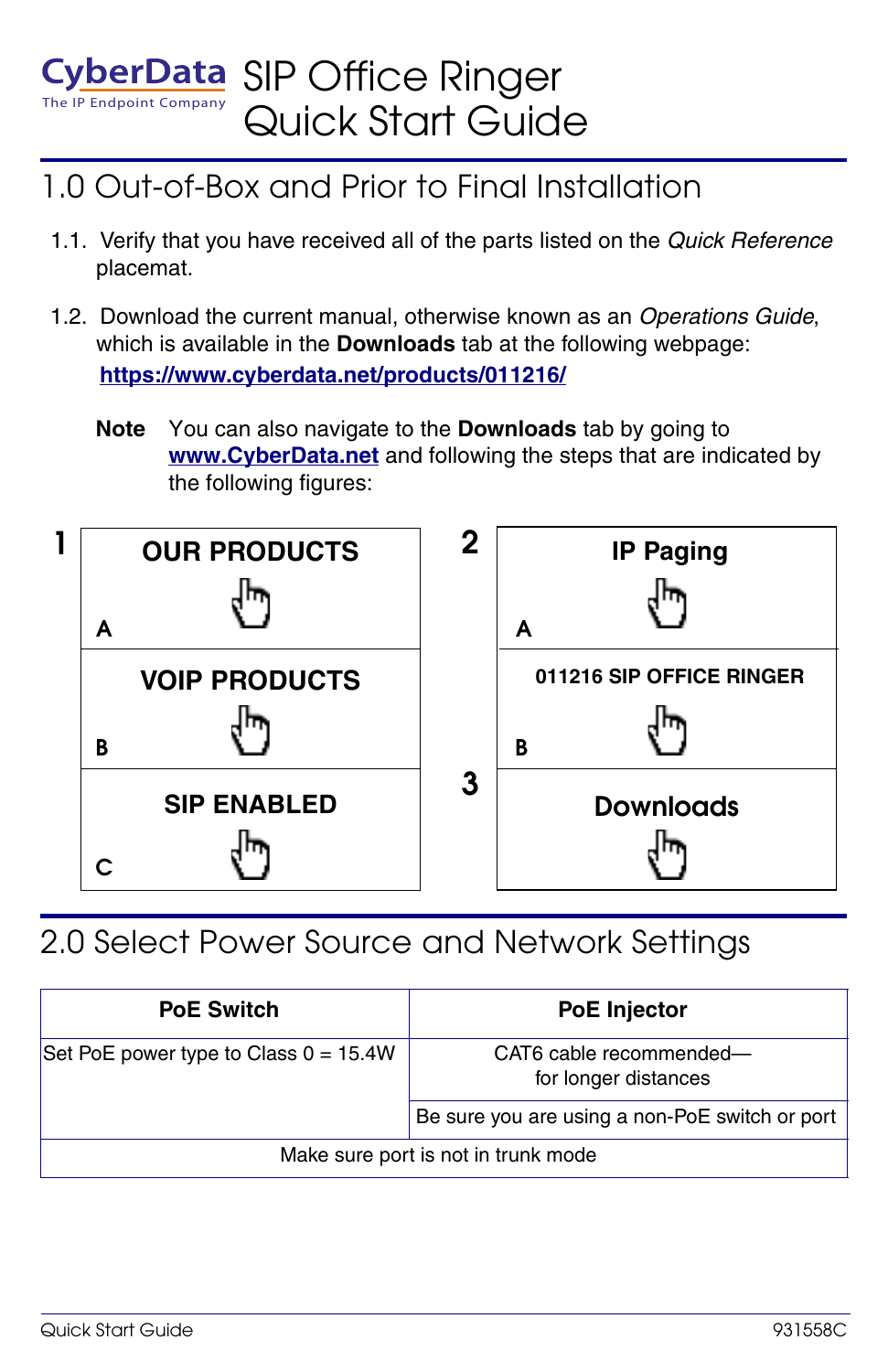# SIP Office Ringer Quick Start Guide

CyberData
The IP Endpoint Company

## 1.0 Out-of-Box and Prior to Final Installation

1.1. Verify that you have received all of the parts listed on the *Quick Reference* placemat.

1.2. Download the current manual, otherwise known as an *Operations Guide*, which is available in the **Downloads** tab at the following webpage:
**https://www.cyberdata.net/products/011216/**

**Note** You can also navigate to the **Downloads** tab by going to **www.CyberData.net** and following the steps that are indicated by the following figures:

1
A — **OUR PRODUCTS**
B — **VOIP PRODUCTS**
C — **SIP ENABLED**

2
A — **IP Paging**
B — **011216 SIP OFFICE RINGER**

3
**Downloads**

## 2.0 Select Power Source and Network Settings

| PoE Switch | PoE Injector |
|---|---|
| Set PoE power type to Class 0 = 15.4W | CAT6 cable recommended—for longer distances |
| | Be sure you are using a non-PoE switch or port |
| Make sure port is not in trunk mode | |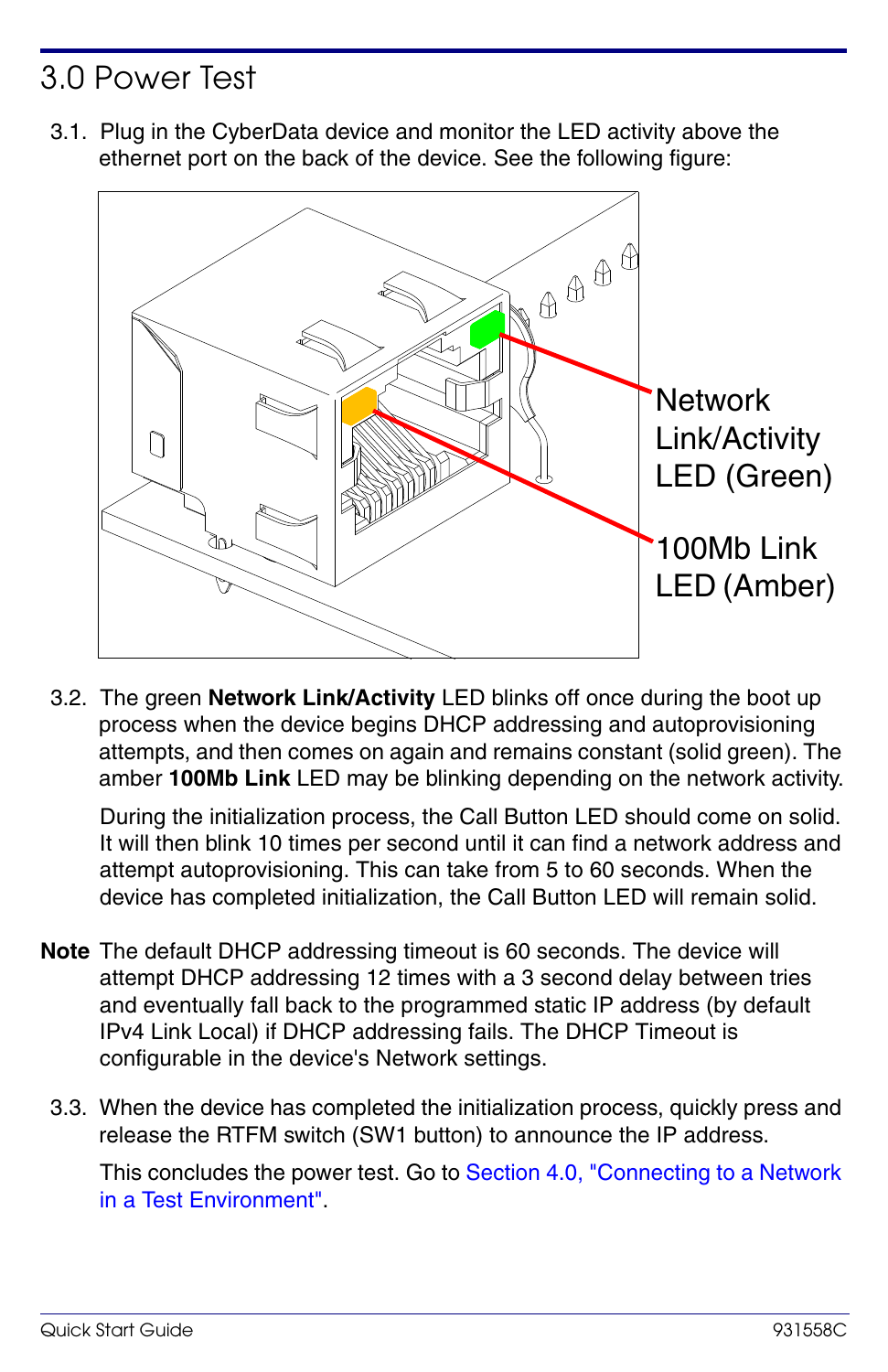# 3.0 Power Test

3.1. Plug in the CyberData device and monitor the LED activity above the ethernet port on the back of the device. See the following figure:

Network Link/Activity LED (Green)

100Mb Link LED (Amber)

3.2. The green **Network Link/Activity** LED blinks off once during the boot up process when the device begins DHCP addressing and autoprovisioning attempts, and then comes on again and remains constant (solid green). The amber **100Mb Link** LED may be blinking depending on the network activity.

During the initialization process, the Call Button LED should come on solid. It will then blink 10 times per second until it can find a network address and attempt autoprovisioning. This can take from 5 to 60 seconds. When the device has completed initialization, the Call Button LED will remain solid.

**Note** The default DHCP addressing timeout is 60 seconds. The device will attempt DHCP addressing 12 times with a 3 second delay between tries and eventually fall back to the programmed static IP address (by default IPv4 Link Local) if DHCP addressing fails. The DHCP Timeout is configurable in the device's Network settings.

3.3. When the device has completed the initialization process, quickly press and release the RTFM switch (SW1 button) to announce the IP address.

This concludes the power test. Go to Section 4.0, "Connecting to a Network in a Test Environment".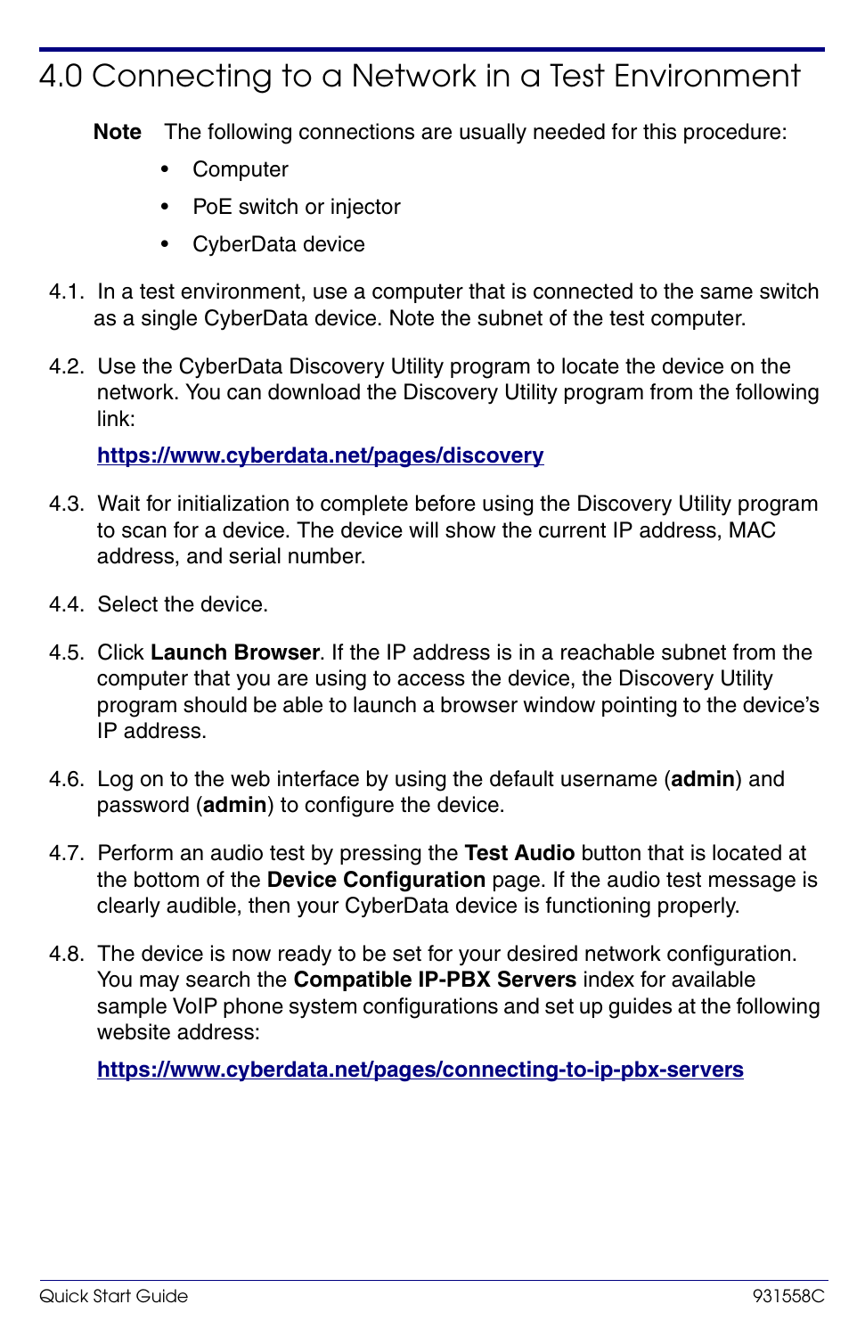# 4.0 Connecting to a Network in a Test Environment

**Note** The following connections are usually needed for this procedure:

- Computer
- PoE switch or injector
- CyberData device

4.1. In a test environment, use a computer that is connected to the same switch as a single CyberData device. Note the subnet of the test computer.

4.2. Use the CyberData Discovery Utility program to locate the device on the network. You can download the Discovery Utility program from the following link:

**https://www.cyberdata.net/pages/discovery**

4.3. Wait for initialization to complete before using the Discovery Utility program to scan for a device. The device will show the current IP address, MAC address, and serial number.

4.4. Select the device.

4.5. Click **Launch Browser**. If the IP address is in a reachable subnet from the computer that you are using to access the device, the Discovery Utility program should be able to launch a browser window pointing to the device's IP address.

4.6. Log on to the web interface by using the default username (**admin**) and password (**admin**) to configure the device.

4.7. Perform an audio test by pressing the **Test Audio** button that is located at the bottom of the **Device Configuration** page. If the audio test message is clearly audible, then your CyberData device is functioning properly.

4.8. The device is now ready to be set for your desired network configuration. You may search the **Compatible IP-PBX Servers** index for available sample VoIP phone system configurations and set up guides at the following website address:

**https://www.cyberdata.net/pages/connecting-to-ip-pbx-servers**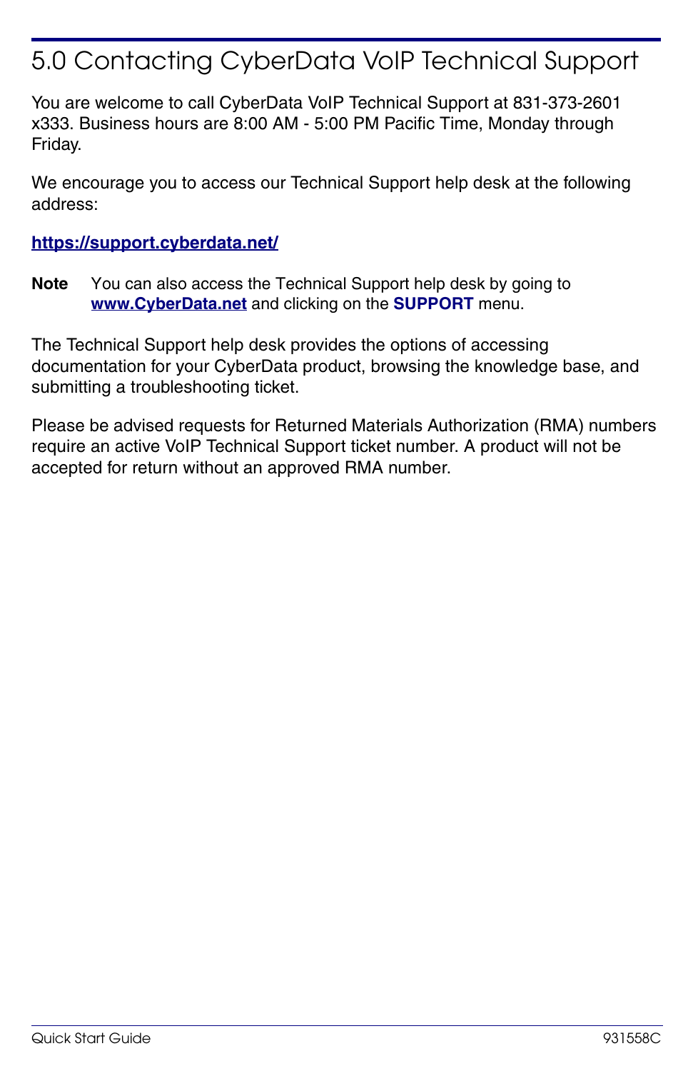# 5.0 Contacting CyberData VoIP Technical Support

You are welcome to call CyberData VoIP Technical Support at 831-373-2601 x333. Business hours are 8:00 AM - 5:00 PM Pacific Time, Monday through Friday.

We encourage you to access our Technical Support help desk at the following address:

**https://support.cyberdata.net/**

**Note** You can also access the Technical Support help desk by going to **www.CyberData.net** and clicking on the **SUPPORT** menu.

The Technical Support help desk provides the options of accessing documentation for your CyberData product, browsing the knowledge base, and submitting a troubleshooting ticket.

Please be advised requests for Returned Materials Authorization (RMA) numbers require an active VoIP Technical Support ticket number. A product will not be accepted for return without an approved RMA number.